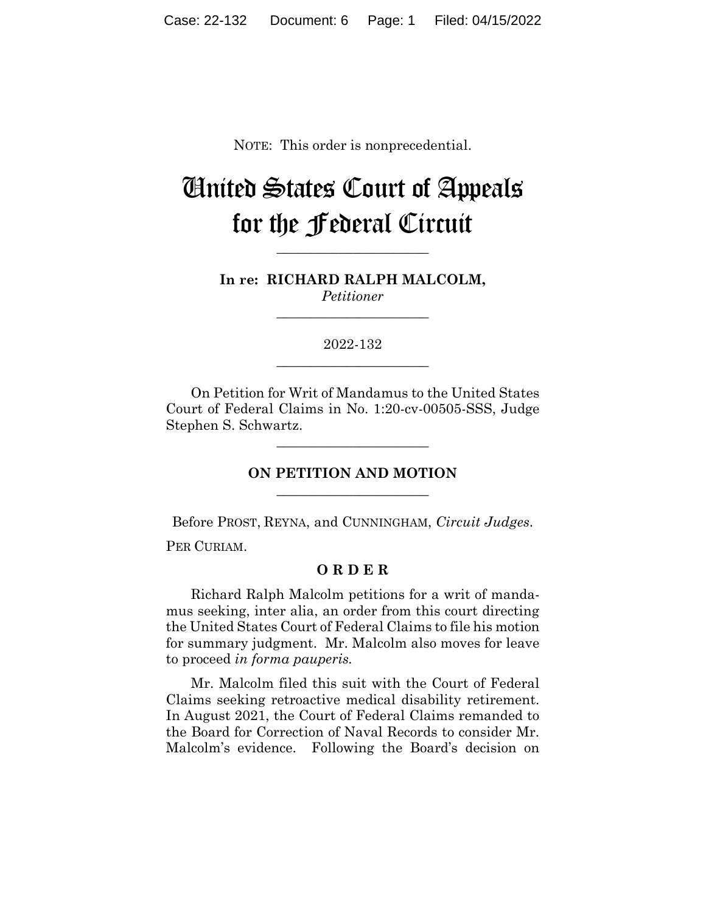NOTE: This order is nonprecedential.

# United States Court of Appeals for the Federal Circuit

---

**In re: RICHARD RALPH MALCOLM,**
*Petitioner*

---

2022-132

---

On Petition for Writ of Mandamus to the United States Court of Federal Claims in No. 1:20-cv-00505-SSS, Judge Stephen S. Schwartz.

---

**ON PETITION AND MOTION**

---

Before PROST, REYNA, and CUNNINGHAM, *Circuit Judges*.

PER CURIAM.

**O R D E R**

Richard Ralph Malcolm petitions for a writ of mandamus seeking, inter alia, an order from this court directing the United States Court of Federal Claims to file his motion for summary judgment. Mr. Malcolm also moves for leave to proceed *in forma pauperis*.

Mr. Malcolm filed this suit with the Court of Federal Claims seeking retroactive medical disability retirement. In August 2021, the Court of Federal Claims remanded to the Board for Correction of Naval Records to consider Mr. Malcolm's evidence. Following the Board's decision on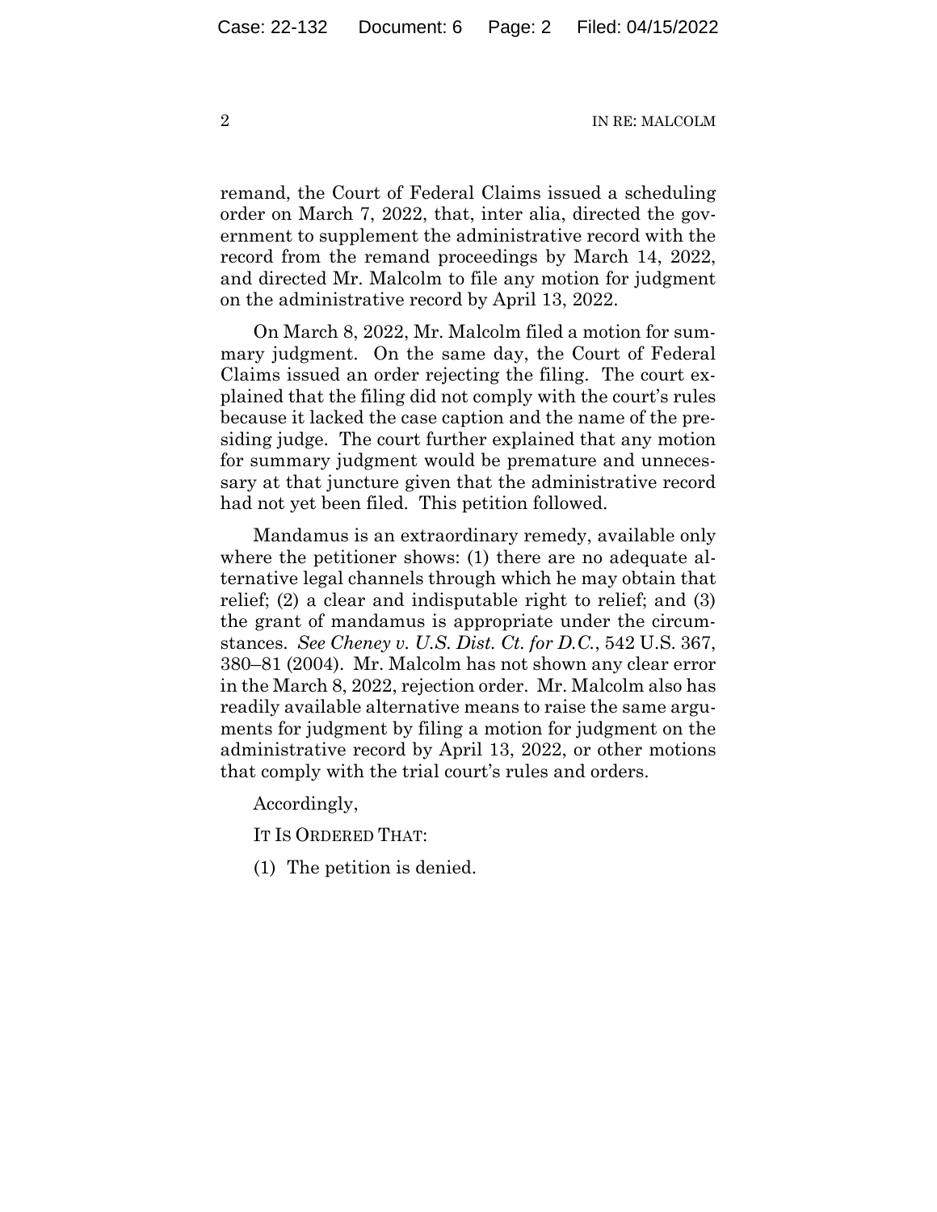remand, the Court of Federal Claims issued a scheduling order on March 7, 2022, that, inter alia, directed the government to supplement the administrative record with the record from the remand proceedings by March 14, 2022, and directed Mr. Malcolm to file any motion for judgment on the administrative record by April 13, 2022.

On March 8, 2022, Mr. Malcolm filed a motion for summary judgment. On the same day, the Court of Federal Claims issued an order rejecting the filing. The court explained that the filing did not comply with the court's rules because it lacked the case caption and the name of the presiding judge. The court further explained that any motion for summary judgment would be premature and unnecessary at that juncture given that the administrative record had not yet been filed. This petition followed.

Mandamus is an extraordinary remedy, available only where the petitioner shows: (1) there are no adequate alternative legal channels through which he may obtain that relief; (2) a clear and indisputable right to relief; and (3) the grant of mandamus is appropriate under the circumstances. *See Cheney v. U.S. Dist. Ct. for D.C.*, 542 U.S. 367, 380–81 (2004). Mr. Malcolm has not shown any clear error in the March 8, 2022, rejection order. Mr. Malcolm also has readily available alternative means to raise the same arguments for judgment by filing a motion for judgment on the administrative record by April 13, 2022, or other motions that comply with the trial court's rules and orders.

Accordingly,

IT IS ORDERED THAT:

(1) The petition is denied.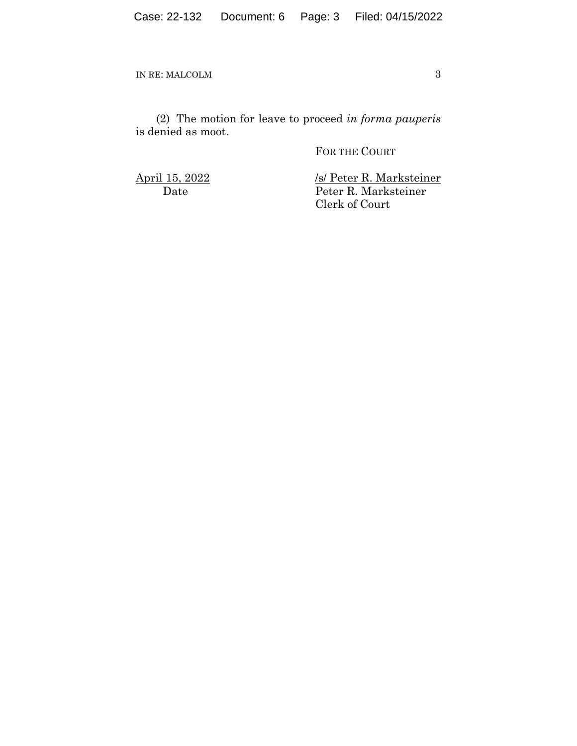(2) The motion for leave to proceed *in forma pauperis* is denied as moot.

FOR THE COURT

April 15, 2022
Date

/s/ Peter R. Marksteiner
Peter R. Marksteiner
Clerk of Court